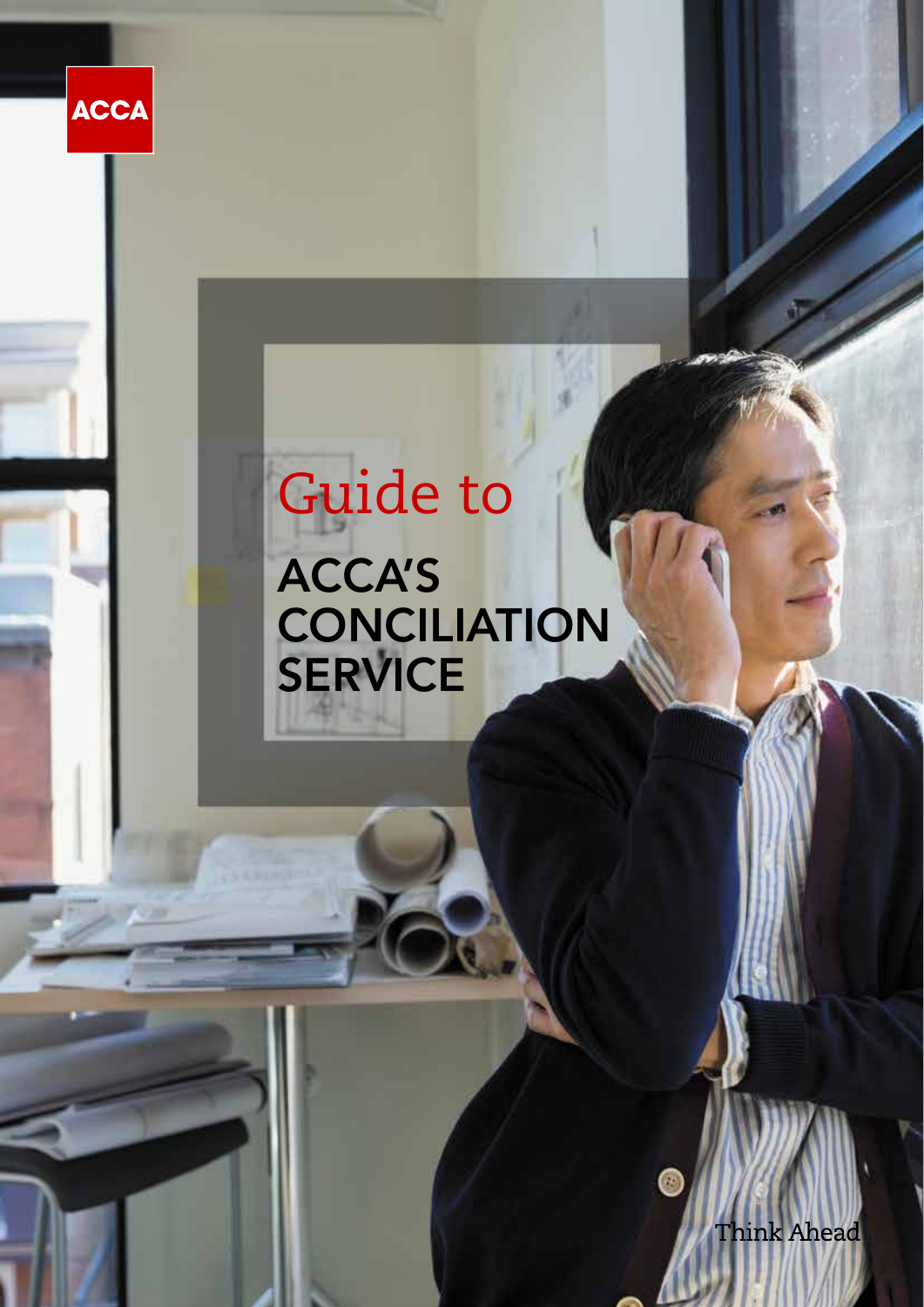ACCA

# Guide to ACCA'S CONCILIATION SERVICE

Think Ahead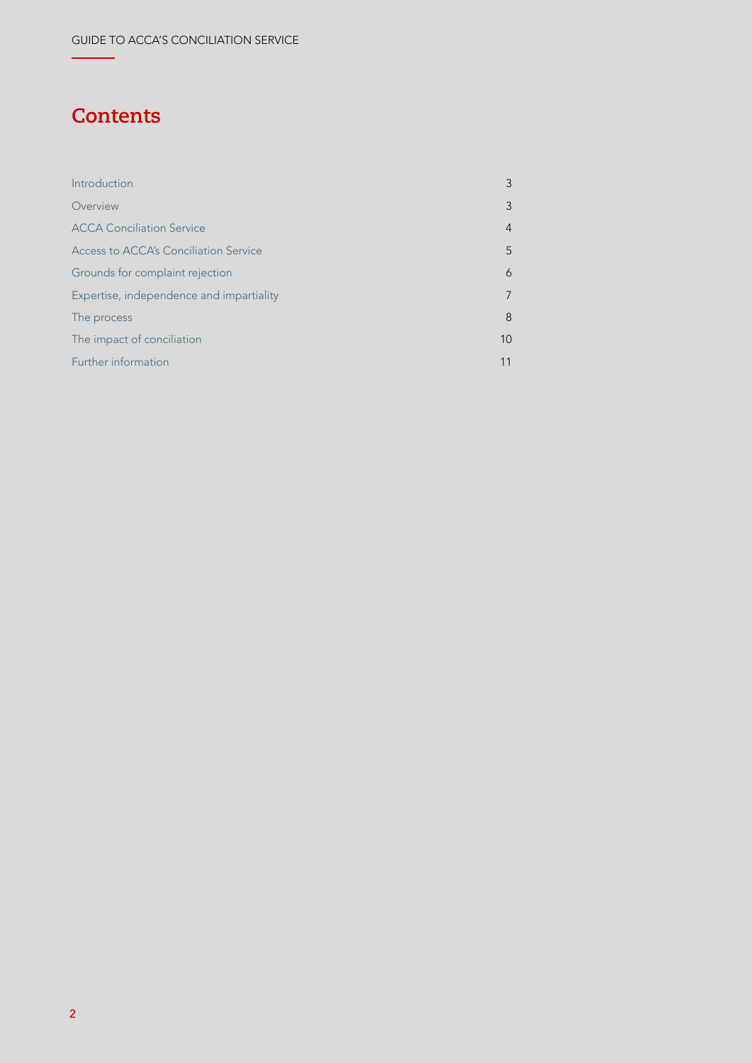# Contents

| | |
|---|---|
| Introduction | 3 |
| Overview | 3 |
| ACCA Conciliation Service | 4 |
| Access to ACCA's Conciliation Service | 5 |
| Grounds for complaint rejection | 6 |
| Expertise, independence and impartiality | 7 |
| The process | 8 |
| The impact of conciliation | 10 |
| Further information | 11 |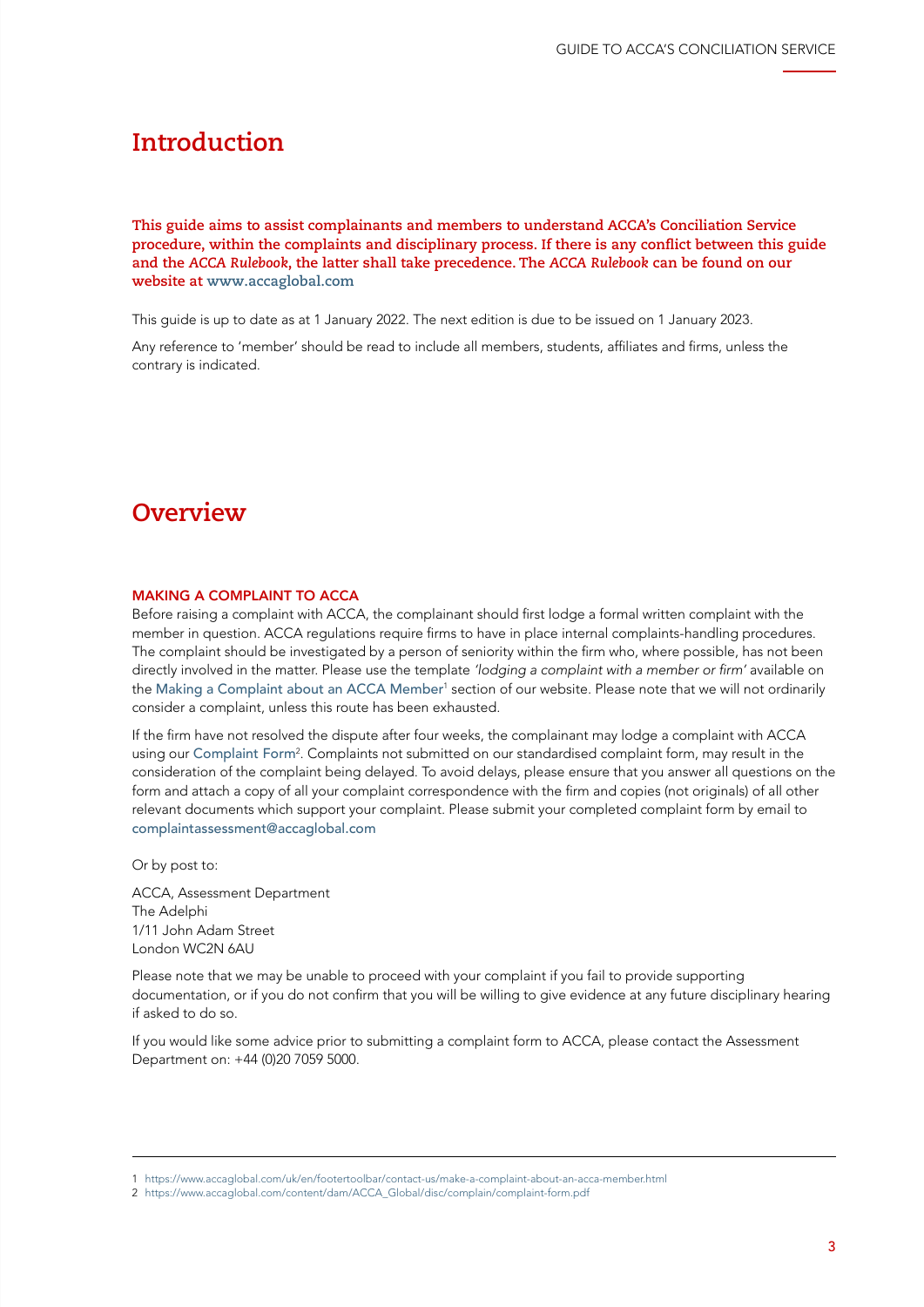# Introduction

**This guide aims to assist complainants and members to understand ACCA's Conciliation Service procedure, within the complaints and disciplinary process. If there is any conflict between this guide and the *ACCA Rulebook*, the latter shall take precedence. The *ACCA Rulebook* can be found on our website at www.accaglobal.com**

This guide is up to date as at 1 January 2022. The next edition is due to be issued on 1 January 2023.

Any reference to 'member' should be read to include all members, students, affiliates and firms, unless the contrary is indicated.

# Overview

### MAKING A COMPLAINT TO ACCA

Before raising a complaint with ACCA, the complainant should first lodge a formal written complaint with the member in question. ACCA regulations require firms to have in place internal complaints-handling procedures. The complaint should be investigated by a person of seniority within the firm who, where possible, has not been directly involved in the matter. Please use the template *'lodging a complaint with a member or firm'* available on the Making a Complaint about an ACCA Member[1] section of our website. Please note that we will not ordinarily consider a complaint, unless this route has been exhausted.

If the firm have not resolved the dispute after four weeks, the complainant may lodge a complaint with ACCA using our Complaint Form[2]. Complaints not submitted on our standardised complaint form, may result in the consideration of the complaint being delayed. To avoid delays, please ensure that you answer all questions on the form and attach a copy of all your complaint correspondence with the firm and copies (not originals) of all other relevant documents which support your complaint. Please submit your completed complaint form by email to complaintassessment@accaglobal.com

Or by post to:

ACCA, Assessment Department
The Adelphi
1/11 John Adam Street
London WC2N 6AU

Please note that we may be unable to proceed with your complaint if you fail to provide supporting documentation, or if you do not confirm that you will be willing to give evidence at any future disciplinary hearing if asked to do so.

If you would like some advice prior to submitting a complaint form to ACCA, please contact the Assessment Department on: +44 (0)20 7059 5000.

---

1 https://www.accaglobal.com/uk/en/footertoolbar/contact-us/make-a-complaint-about-an-acca-member.html

2 https://www.accaglobal.com/content/dam/ACCA_Global/disc/complain/complaint-form.pdf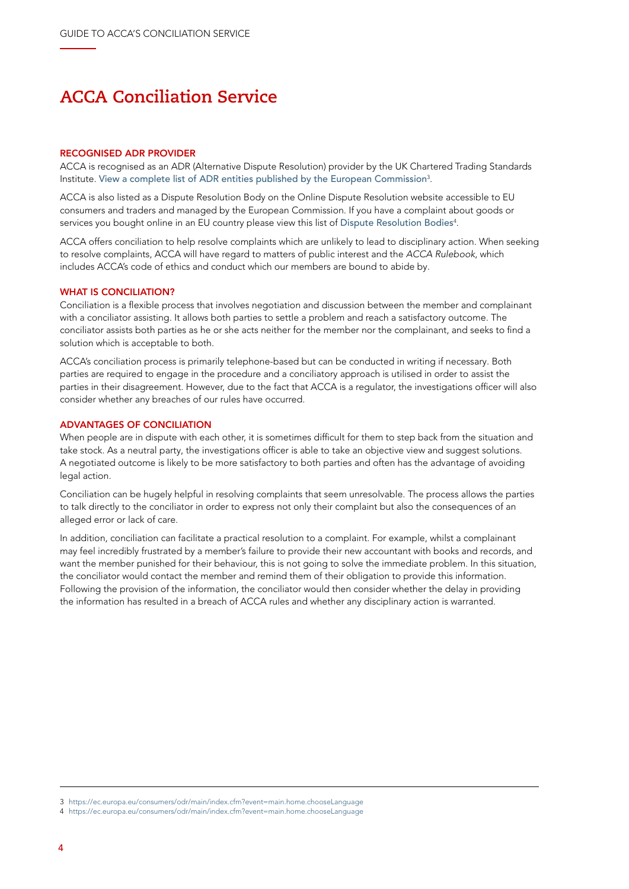# ACCA Conciliation Service

### RECOGNISED ADR PROVIDER

ACCA is recognised as an ADR (Alternative Dispute Resolution) provider by the UK Chartered Trading Standards Institute. View a complete list of ADR entities published by the European Commission[3].

ACCA is also listed as a Dispute Resolution Body on the Online Dispute Resolution website accessible to EU consumers and traders and managed by the European Commission. If you have a complaint about goods or services you bought online in an EU country please view this list of Dispute Resolution Bodies[4].

ACCA offers conciliation to help resolve complaints which are unlikely to lead to disciplinary action. When seeking to resolve complaints, ACCA will have regard to matters of public interest and the *ACCA Rulebook*, which includes ACCA's code of ethics and conduct which our members are bound to abide by.

### WHAT IS CONCILIATION?

Conciliation is a flexible process that involves negotiation and discussion between the member and complainant with a conciliator assisting. It allows both parties to settle a problem and reach a satisfactory outcome. The conciliator assists both parties as he or she acts neither for the member nor the complainant, and seeks to find a solution which is acceptable to both.

ACCA's conciliation process is primarily telephone-based but can be conducted in writing if necessary. Both parties are required to engage in the procedure and a conciliatory approach is utilised in order to assist the parties in their disagreement. However, due to the fact that ACCA is a regulator, the investigations officer will also consider whether any breaches of our rules have occurred.

### ADVANTAGES OF CONCILIATION

When people are in dispute with each other, it is sometimes difficult for them to step back from the situation and take stock. As a neutral party, the investigations officer is able to take an objective view and suggest solutions. A negotiated outcome is likely to be more satisfactory to both parties and often has the advantage of avoiding legal action.

Conciliation can be hugely helpful in resolving complaints that seem unresolvable. The process allows the parties to talk directly to the conciliator in order to express not only their complaint but also the consequences of an alleged error or lack of care.

In addition, conciliation can facilitate a practical resolution to a complaint. For example, whilst a complainant may feel incredibly frustrated by a member's failure to provide their new accountant with books and records, and want the member punished for their behaviour, this is not going to solve the immediate problem. In this situation, the conciliator would contact the member and remind them of their obligation to provide this information. Following the provision of the information, the conciliator would then consider whether the delay in providing the information has resulted in a breach of ACCA rules and whether any disciplinary action is warranted.

---

3 https://ec.europa.eu/consumers/odr/main/index.cfm?event=main.home.chooseLanguage

4 https://ec.europa.eu/consumers/odr/main/index.cfm?event=main.home.chooseLanguage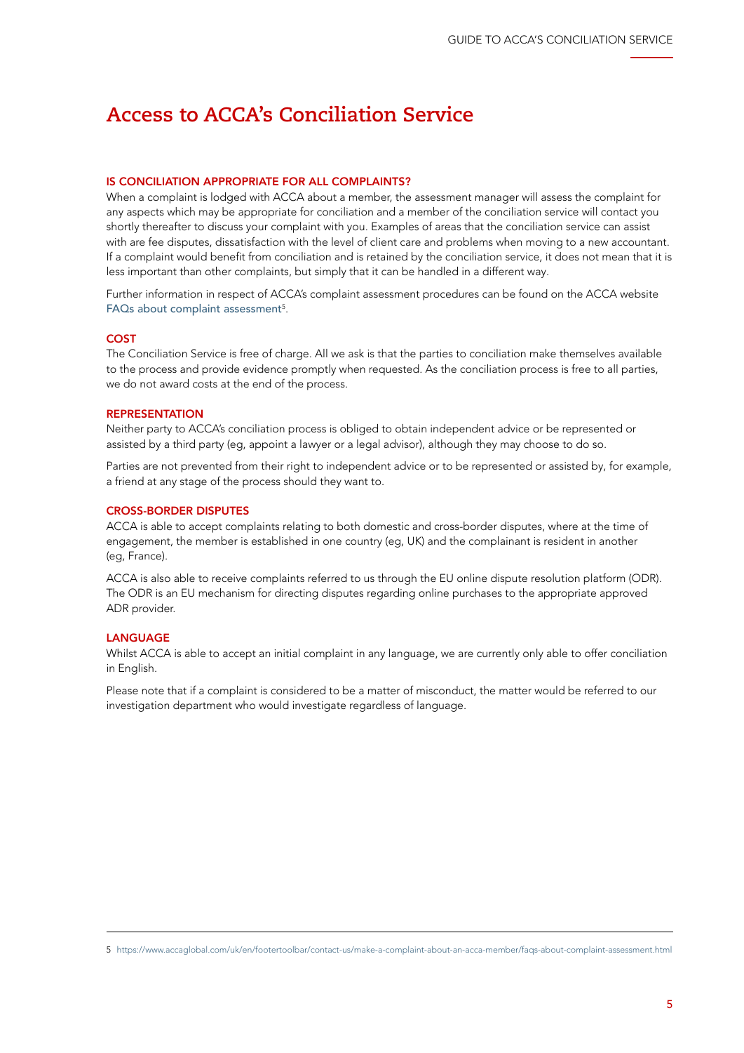# Access to ACCA's Conciliation Service

### IS CONCILIATION APPROPRIATE FOR ALL COMPLAINTS?

When a complaint is lodged with ACCA about a member, the assessment manager will assess the complaint for any aspects which may be appropriate for conciliation and a member of the conciliation service will contact you shortly thereafter to discuss your complaint with you. Examples of areas that the conciliation service can assist with are fee disputes, dissatisfaction with the level of client care and problems when moving to a new accountant. If a complaint would benefit from conciliation and is retained by the conciliation service, it does not mean that it is less important than other complaints, but simply that it can be handled in a different way.

Further information in respect of ACCA's complaint assessment procedures can be found on the ACCA website FAQs about complaint assessment[5].

### COST

The Conciliation Service is free of charge. All we ask is that the parties to conciliation make themselves available to the process and provide evidence promptly when requested. As the conciliation process is free to all parties, we do not award costs at the end of the process.

### REPRESENTATION

Neither party to ACCA's conciliation process is obliged to obtain independent advice or be represented or assisted by a third party (eg, appoint a lawyer or a legal advisor), although they may choose to do so.

Parties are not prevented from their right to independent advice or to be represented or assisted by, for example, a friend at any stage of the process should they want to.

### CROSS-BORDER DISPUTES

ACCA is able to accept complaints relating to both domestic and cross-border disputes, where at the time of engagement, the member is established in one country (eg, UK) and the complainant is resident in another (eg, France).

ACCA is also able to receive complaints referred to us through the EU online dispute resolution platform (ODR). The ODR is an EU mechanism for directing disputes regarding online purchases to the appropriate approved ADR provider.

### LANGUAGE

Whilst ACCA is able to accept an initial complaint in any language, we are currently only able to offer conciliation in English.

Please note that if a complaint is considered to be a matter of misconduct, the matter would be referred to our investigation department who would investigate regardless of language.

---

5 https://www.accaglobal.com/uk/en/footertoolbar/contact-us/make-a-complaint-about-an-acca-member/faqs-about-complaint-assessment.html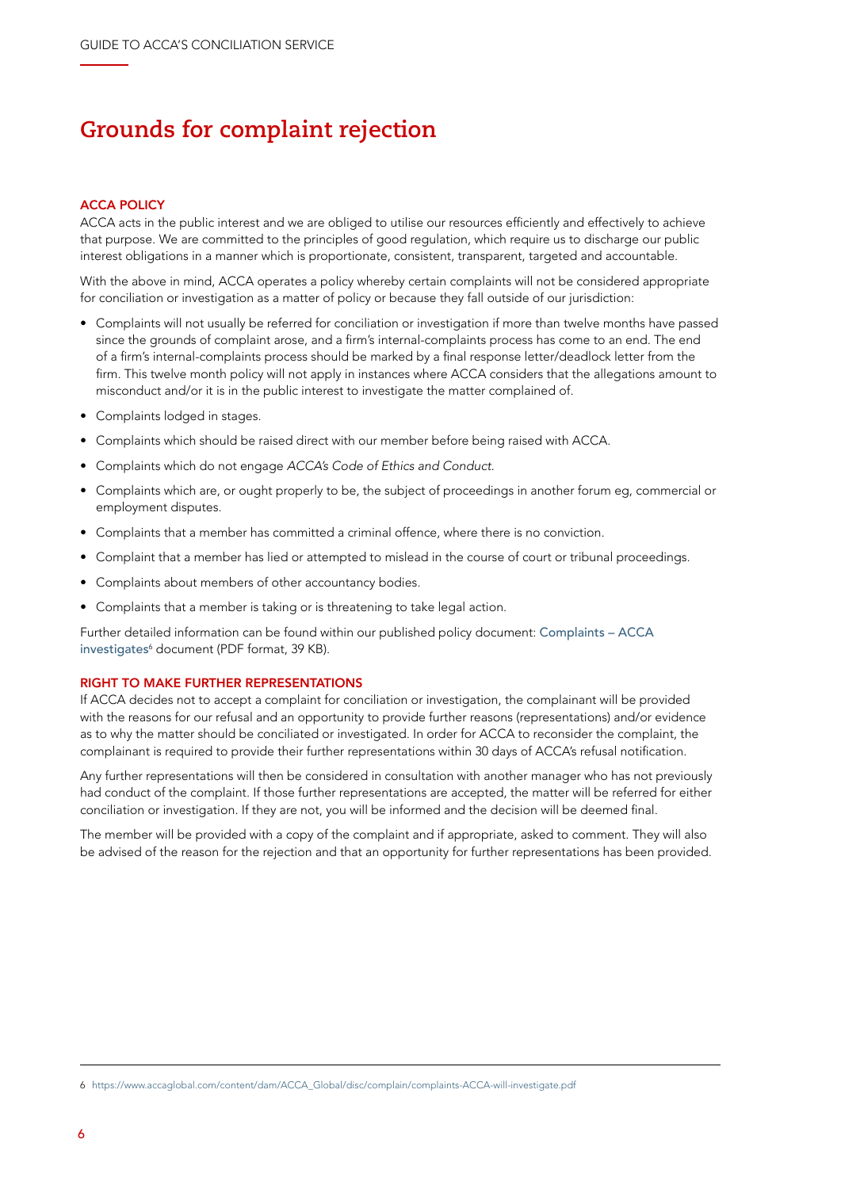# Grounds for complaint rejection

## ACCA POLICY

ACCA acts in the public interest and we are obliged to utilise our resources efficiently and effectively to achieve that purpose. We are committed to the principles of good regulation, which require us to discharge our public interest obligations in a manner which is proportionate, consistent, transparent, targeted and accountable.

With the above in mind, ACCA operates a policy whereby certain complaints will not be considered appropriate for conciliation or investigation as a matter of policy or because they fall outside of our jurisdiction:

- Complaints will not usually be referred for conciliation or investigation if more than twelve months have passed since the grounds of complaint arose, and a firm's internal-complaints process has come to an end. The end of a firm's internal-complaints process should be marked by a final response letter/deadlock letter from the firm. This twelve month policy will not apply in instances where ACCA considers that the allegations amount to misconduct and/or it is in the public interest to investigate the matter complained of.
- Complaints lodged in stages.
- Complaints which should be raised direct with our member before being raised with ACCA.
- Complaints which do not engage *ACCA's Code of Ethics and Conduct*.
- Complaints which are, or ought properly to be, the subject of proceedings in another forum eg, commercial or employment disputes.
- Complaints that a member has committed a criminal offence, where there is no conviction.
- Complaint that a member has lied or attempted to mislead in the course of court or tribunal proceedings.
- Complaints about members of other accountancy bodies.
- Complaints that a member is taking or is threatening to take legal action.

Further detailed information can be found within our published policy document: Complaints – ACCA investigates[6] document (PDF format, 39 KB).

## RIGHT TO MAKE FURTHER REPRESENTATIONS

If ACCA decides not to accept a complaint for conciliation or investigation, the complainant will be provided with the reasons for our refusal and an opportunity to provide further reasons (representations) and/or evidence as to why the matter should be conciliated or investigated. In order for ACCA to reconsider the complaint, the complainant is required to provide their further representations within 30 days of ACCA's refusal notification.

Any further representations will then be considered in consultation with another manager who has not previously had conduct of the complaint. If those further representations are accepted, the matter will be referred for either conciliation or investigation. If they are not, you will be informed and the decision will be deemed final.

The member will be provided with a copy of the complaint and if appropriate, asked to comment. They will also be advised of the reason for the rejection and that an opportunity for further representations has been provided.

---

6 https://www.accaglobal.com/content/dam/ACCA_Global/disc/complain/complaints-ACCA-will-investigate.pdf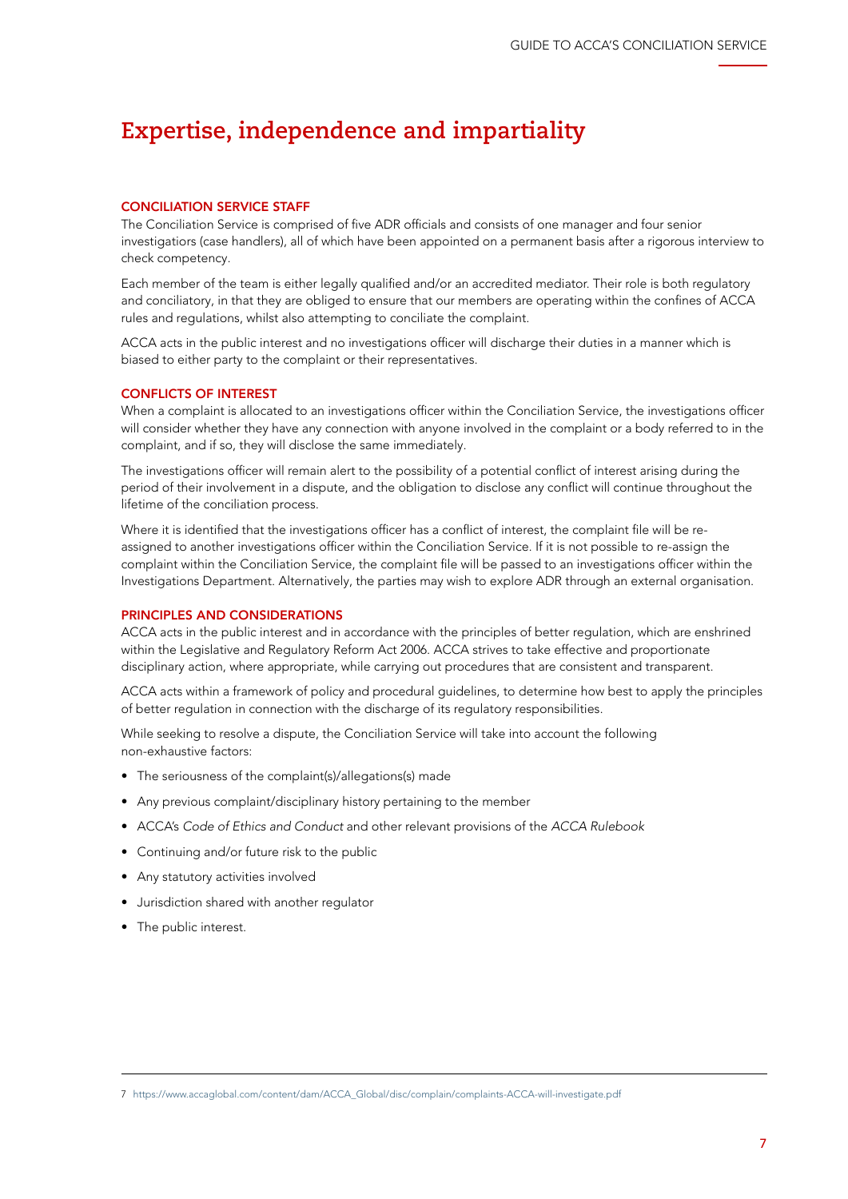# Expertise, independence and impartiality

### CONCILIATION SERVICE STAFF

The Conciliation Service is comprised of five ADR officials and consists of one manager and four senior investigatiors (case handlers), all of which have been appointed on a permanent basis after a rigorous interview to check competency.

Each member of the team is either legally qualified and/or an accredited mediator. Their role is both regulatory and conciliatory, in that they are obliged to ensure that our members are operating within the confines of ACCA rules and regulations, whilst also attempting to conciliate the complaint.

ACCA acts in the public interest and no investigations officer will discharge their duties in a manner which is biased to either party to the complaint or their representatives.

### CONFLICTS OF INTEREST

When a complaint is allocated to an investigations officer within the Conciliation Service, the investigations officer will consider whether they have any connection with anyone involved in the complaint or a body referred to in the complaint, and if so, they will disclose the same immediately.

The investigations officer will remain alert to the possibility of a potential conflict of interest arising during the period of their involvement in a dispute, and the obligation to disclose any conflict will continue throughout the lifetime of the conciliation process.

Where it is identified that the investigations officer has a conflict of interest, the complaint file will be re-assigned to another investigations officer within the Conciliation Service. If it is not possible to re-assign the complaint within the Conciliation Service, the complaint file will be passed to an investigations officer within the Investigations Department. Alternatively, the parties may wish to explore ADR through an external organisation.

### PRINCIPLES AND CONSIDERATIONS

ACCA acts in the public interest and in accordance with the principles of better regulation, which are enshrined within the Legislative and Regulatory Reform Act 2006. ACCA strives to take effective and proportionate disciplinary action, where appropriate, while carrying out procedures that are consistent and transparent.

ACCA acts within a framework of policy and procedural guidelines, to determine how best to apply the principles of better regulation in connection with the discharge of its regulatory responsibilities.

While seeking to resolve a dispute, the Conciliation Service will take into account the following non-exhaustive factors:

- The seriousness of the complaint(s)/allegations(s) made
- Any previous complaint/disciplinary history pertaining to the member
- ACCA's *Code of Ethics and Conduct* and other relevant provisions of the *ACCA Rulebook*
- Continuing and/or future risk to the public
- Any statutory activities involved
- Jurisdiction shared with another regulator
- The public interest.

---

7 https://www.accaglobal.com/content/dam/ACCA_Global/disc/complain/complaints-ACCA-will-investigate.pdf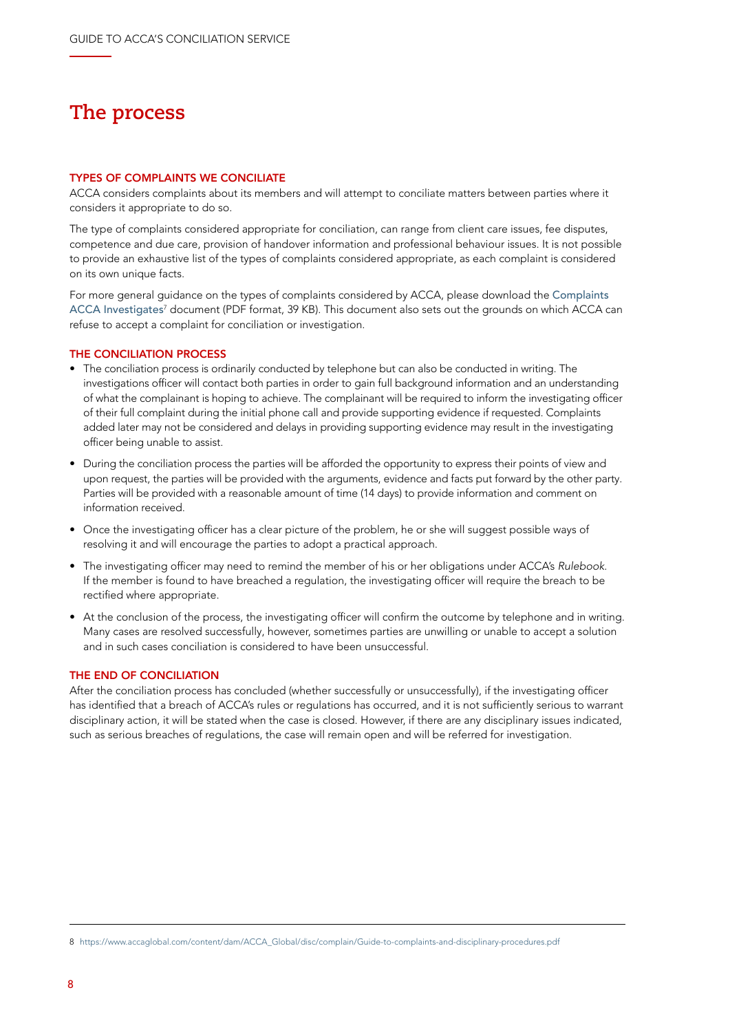# The process

### TYPES OF COMPLAINTS WE CONCILIATE

ACCA considers complaints about its members and will attempt to conciliate matters between parties where it considers it appropriate to do so.

The type of complaints considered appropriate for conciliation, can range from client care issues, fee disputes, competence and due care, provision of handover information and professional behaviour issues. It is not possible to provide an exhaustive list of the types of complaints considered appropriate, as each complaint is considered on its own unique facts.

For more general guidance on the types of complaints considered by ACCA, please download the Complaints ACCA Investigates[7] document (PDF format, 39 KB). This document also sets out the grounds on which ACCA can refuse to accept a complaint for conciliation or investigation.

### THE CONCILIATION PROCESS

- The conciliation process is ordinarily conducted by telephone but can also be conducted in writing. The investigations officer will contact both parties in order to gain full background information and an understanding of what the complainant is hoping to achieve. The complainant will be required to inform the investigating officer of their full complaint during the initial phone call and provide supporting evidence if requested. Complaints added later may not be considered and delays in providing supporting evidence may result in the investigating officer being unable to assist.
- During the conciliation process the parties will be afforded the opportunity to express their points of view and upon request, the parties will be provided with the arguments, evidence and facts put forward by the other party. Parties will be provided with a reasonable amount of time (14 days) to provide information and comment on information received.
- Once the investigating officer has a clear picture of the problem, he or she will suggest possible ways of resolving it and will encourage the parties to adopt a practical approach.
- The investigating officer may need to remind the member of his or her obligations under ACCA's *Rulebook*. If the member is found to have breached a regulation, the investigating officer will require the breach to be rectified where appropriate.
- At the conclusion of the process, the investigating officer will confirm the outcome by telephone and in writing. Many cases are resolved successfully, however, sometimes parties are unwilling or unable to accept a solution and in such cases conciliation is considered to have been unsuccessful.

### THE END OF CONCILIATION

After the conciliation process has concluded (whether successfully or unsuccessfully), if the investigating officer has identified that a breach of ACCA's rules or regulations has occurred, and it is not sufficiently serious to warrant disciplinary action, it will be stated when the case is closed. However, if there are any disciplinary issues indicated, such as serious breaches of regulations, the case will remain open and will be referred for investigation.

---

8 https://www.accaglobal.com/content/dam/ACCA_Global/disc/complain/Guide-to-complaints-and-disciplinary-procedures.pdf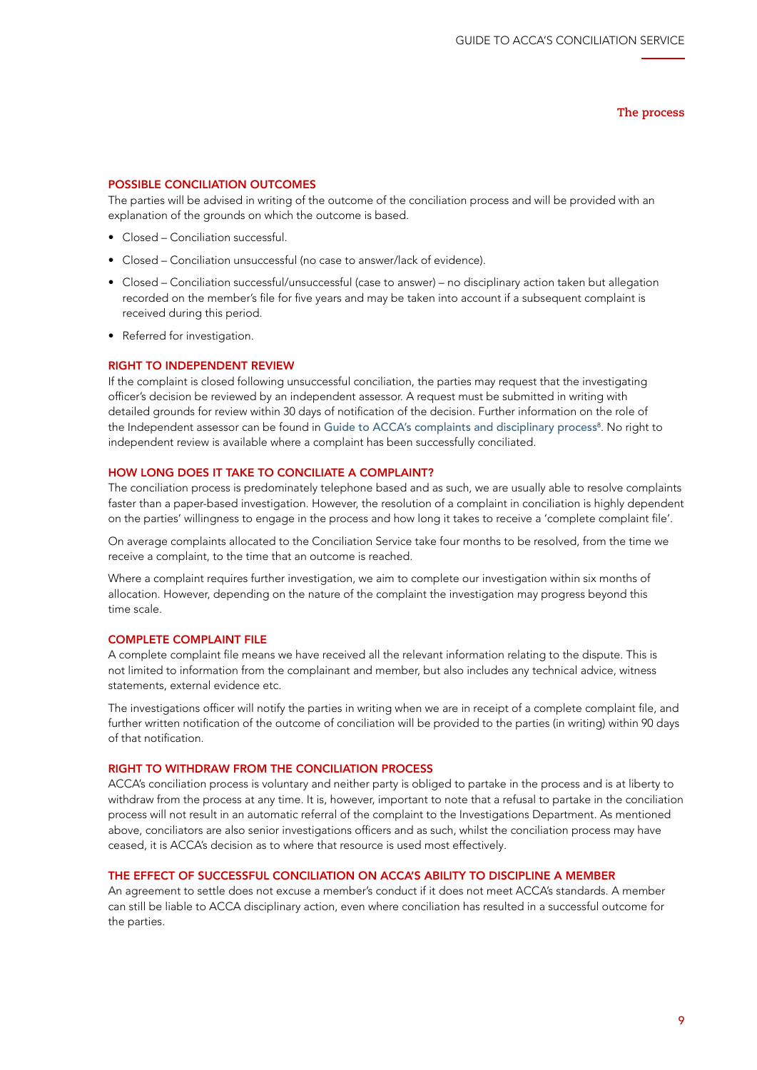## The process

### POSSIBLE CONCILIATION OUTCOMES

The parties will be advised in writing of the outcome of the conciliation process and will be provided with an explanation of the grounds on which the outcome is based.

- Closed – Conciliation successful.
- Closed – Conciliation unsuccessful (no case to answer/lack of evidence).
- Closed – Conciliation successful/unsuccessful (case to answer) – no disciplinary action taken but allegation recorded on the member's file for five years and may be taken into account if a subsequent complaint is received during this period.
- Referred for investigation.

### RIGHT TO INDEPENDENT REVIEW

If the complaint is closed following unsuccessful conciliation, the parties may request that the investigating officer's decision be reviewed by an independent assessor. A request must be submitted in writing with detailed grounds for review within 30 days of notification of the decision. Further information on the role of the Independent assessor can be found in Guide to ACCA's complaints and disciplinary process[8]. No right to independent review is available where a complaint has been successfully conciliated.

### HOW LONG DOES IT TAKE TO CONCILIATE A COMPLAINT?

The conciliation process is predominately telephone based and as such, we are usually able to resolve complaints faster than a paper-based investigation. However, the resolution of a complaint in conciliation is highly dependent on the parties' willingness to engage in the process and how long it takes to receive a 'complete complaint file'.

On average complaints allocated to the Conciliation Service take four months to be resolved, from the time we receive a complaint, to the time that an outcome is reached.

Where a complaint requires further investigation, we aim to complete our investigation within six months of allocation. However, depending on the nature of the complaint the investigation may progress beyond this time scale.

### COMPLETE COMPLAINT FILE

A complete complaint file means we have received all the relevant information relating to the dispute. This is not limited to information from the complainant and member, but also includes any technical advice, witness statements, external evidence etc.

The investigations officer will notify the parties in writing when we are in receipt of a complete complaint file, and further written notification of the outcome of conciliation will be provided to the parties (in writing) within 90 days of that notification.

### RIGHT TO WITHDRAW FROM THE CONCILIATION PROCESS

ACCA's conciliation process is voluntary and neither party is obliged to partake in the process and is at liberty to withdraw from the process at any time. It is, however, important to note that a refusal to partake in the conciliation process will not result in an automatic referral of the complaint to the Investigations Department. As mentioned above, conciliators are also senior investigations officers and as such, whilst the conciliation process may have ceased, it is ACCA's decision as to where that resource is used most effectively.

### THE EFFECT OF SUCCESSFUL CONCILIATION ON ACCA'S ABILITY TO DISCIPLINE A MEMBER

An agreement to settle does not excuse a member's conduct if it does not meet ACCA's standards. A member can still be liable to ACCA disciplinary action, even where conciliation has resulted in a successful outcome for the parties.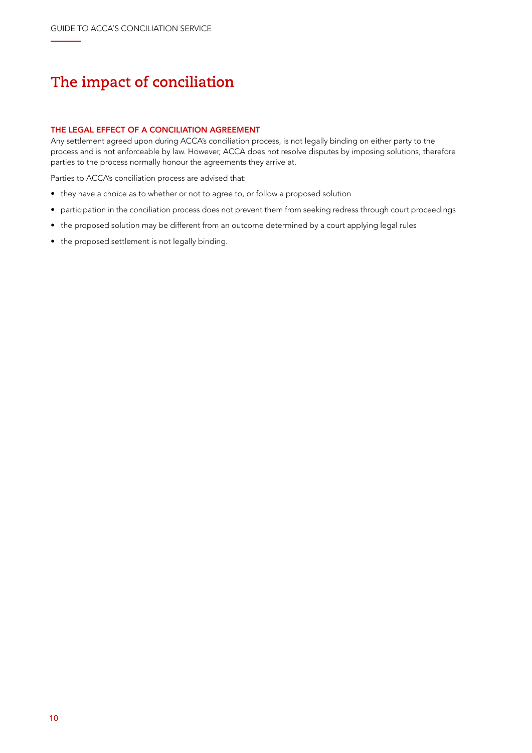# The impact of conciliation

### THE LEGAL EFFECT OF A CONCILIATION AGREEMENT

Any settlement agreed upon during ACCA's conciliation process, is not legally binding on either party to the process and is not enforceable by law. However, ACCA does not resolve disputes by imposing solutions, therefore parties to the process normally honour the agreements they arrive at.

Parties to ACCA's conciliation process are advised that:

- they have a choice as to whether or not to agree to, or follow a proposed solution
- participation in the conciliation process does not prevent them from seeking redress through court proceedings
- the proposed solution may be different from an outcome determined by a court applying legal rules
- the proposed settlement is not legally binding.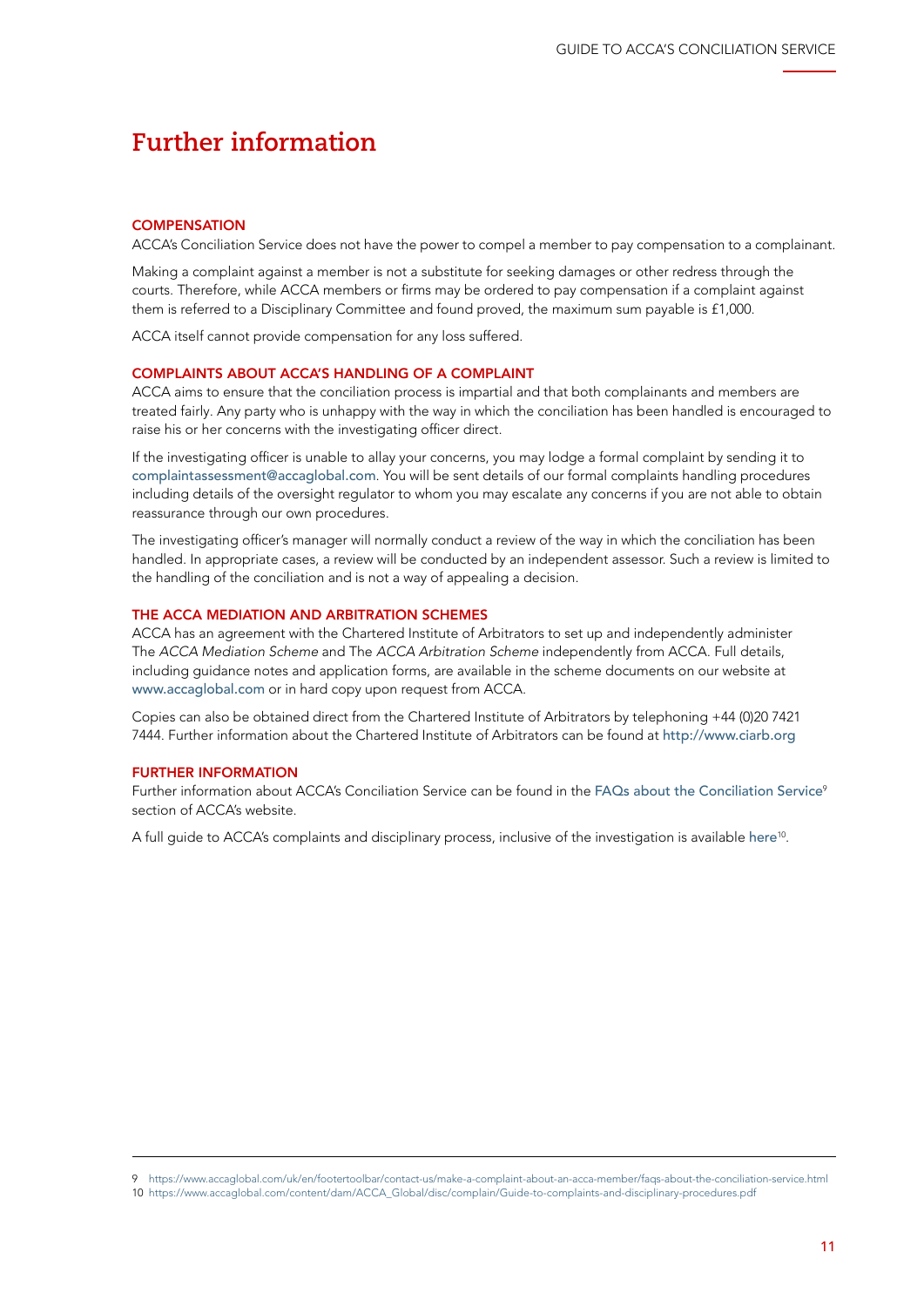# Further information

### COMPENSATION

ACCA's Conciliation Service does not have the power to compel a member to pay compensation to a complainant.

Making a complaint against a member is not a substitute for seeking damages or other redress through the courts. Therefore, while ACCA members or firms may be ordered to pay compensation if a complaint against them is referred to a Disciplinary Committee and found proved, the maximum sum payable is £1,000.

ACCA itself cannot provide compensation for any loss suffered.

### COMPLAINTS ABOUT ACCA'S HANDLING OF A COMPLAINT

ACCA aims to ensure that the conciliation process is impartial and that both complainants and members are treated fairly. Any party who is unhappy with the way in which the conciliation has been handled is encouraged to raise his or her concerns with the investigating officer direct.

If the investigating officer is unable to allay your concerns, you may lodge a formal complaint by sending it to complaintassessment@accaglobal.com. You will be sent details of our formal complaints handling procedures including details of the oversight regulator to whom you may escalate any concerns if you are not able to obtain reassurance through our own procedures.

The investigating officer's manager will normally conduct a review of the way in which the conciliation has been handled. In appropriate cases, a review will be conducted by an independent assessor. Such a review is limited to the handling of the conciliation and is not a way of appealing a decision.

### THE ACCA MEDIATION AND ARBITRATION SCHEMES

ACCA has an agreement with the Chartered Institute of Arbitrators to set up and independently administer The *ACCA Mediation Scheme* and The *ACCA Arbitration Scheme* independently from ACCA. Full details, including guidance notes and application forms, are available in the scheme documents on our website at www.accaglobal.com or in hard copy upon request from ACCA.

Copies can also be obtained direct from the Chartered Institute of Arbitrators by telephoning +44 (0)20 7421 7444. Further information about the Chartered Institute of Arbitrators can be found at http://www.ciarb.org

### FURTHER INFORMATION

Further information about ACCA's Conciliation Service can be found in the FAQs about the Conciliation Service[9] section of ACCA's website.

A full guide to ACCA's complaints and disciplinary process, inclusive of the investigation is available here[10].

---

9 https://www.accaglobal.com/uk/en/footertoolbar/contact-us/make-a-complaint-about-an-acca-member/faqs-about-the-conciliation-service.html

10 https://www.accaglobal.com/content/dam/ACCA_Global/disc/complain/Guide-to-complaints-and-disciplinary-procedures.pdf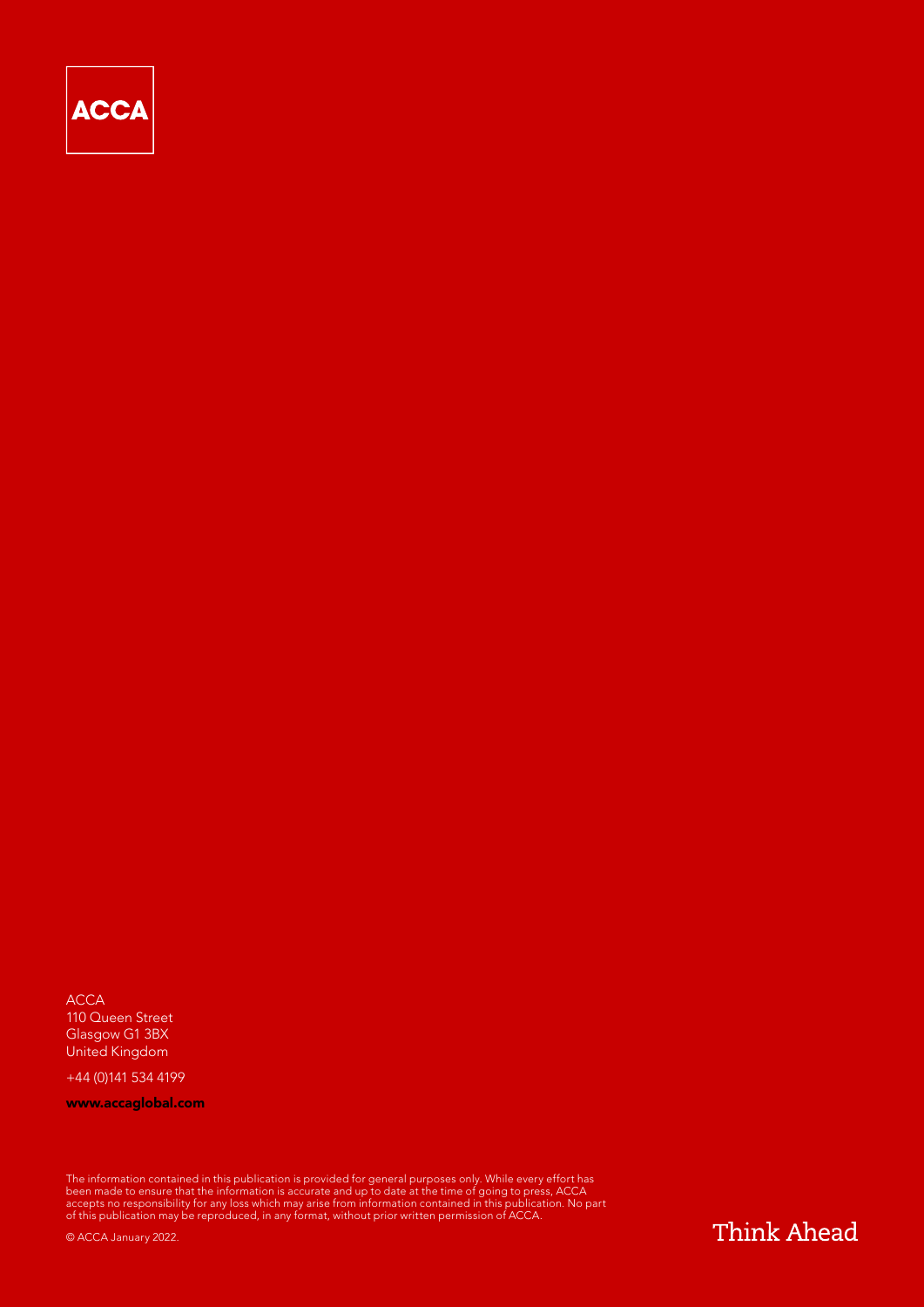**ACCA**

ACCA
110 Queen Street
Glasgow G1 3BX
United Kingdom

+44 (0)141 534 4199

**www.accaglobal.com**

The information contained in this publication is provided for general purposes only. While every effort has been made to ensure that the information is accurate and up to date at the time of going to press, ACCA accepts no responsibility for any loss which may arise from information contained in this publication. No part of this publication may be reproduced, in any format, without prior written permission of ACCA.

© ACCA January 2022.

Think Ahead